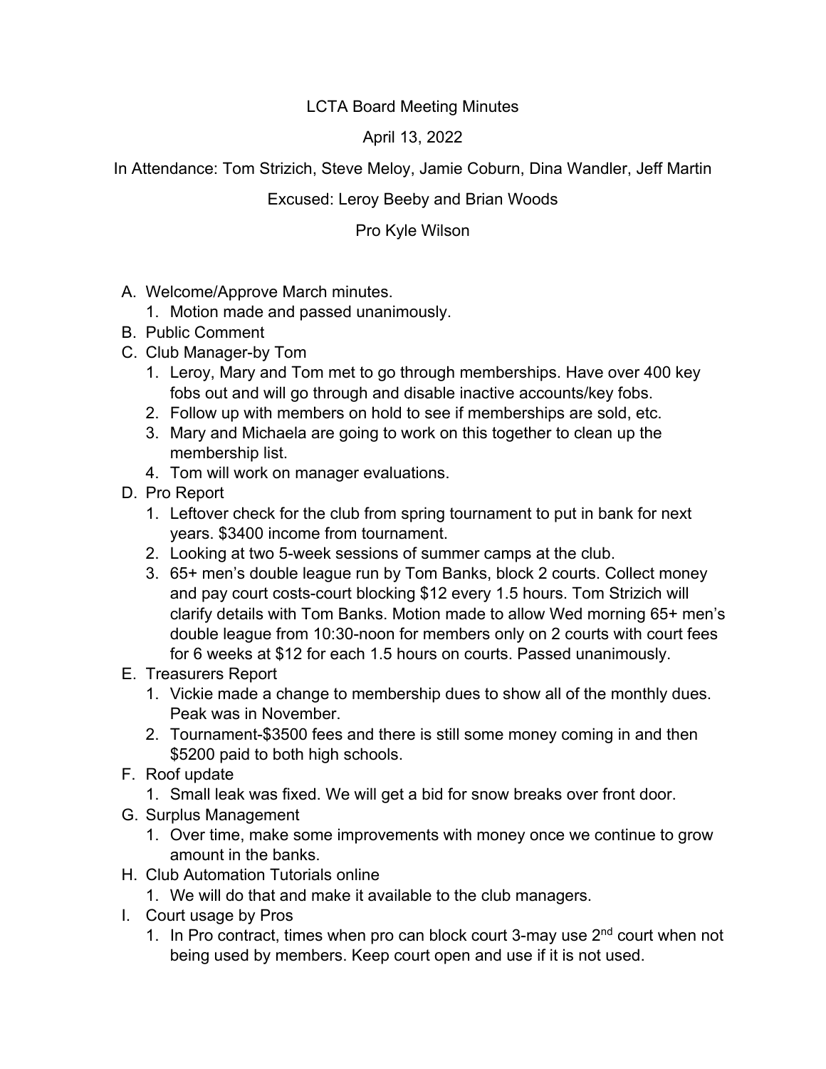LCTA Board Meeting Minutes

April 13, 2022

In Attendance: Tom Strizich, Steve Meloy, Jamie Coburn, Dina Wandler, Jeff Martin

Excused: Leroy Beeby and Brian Woods

Pro Kyle Wilson

A. Welcome/Approve March minutes.
   1. Motion made and passed unanimously.
B. Public Comment
C. Club Manager-by Tom
   1. Leroy, Mary and Tom met to go through memberships. Have over 400 key fobs out and will go through and disable inactive accounts/key fobs.
   2. Follow up with members on hold to see if memberships are sold, etc.
   3. Mary and Michaela are going to work on this together to clean up the membership list.
   4. Tom will work on manager evaluations.
D. Pro Report
   1. Leftover check for the club from spring tournament to put in bank for next years. $3400 income from tournament.
   2. Looking at two 5-week sessions of summer camps at the club.
   3. 65+ men's double league run by Tom Banks, block 2 courts. Collect money and pay court costs-court blocking $12 every 1.5 hours. Tom Strizich will clarify details with Tom Banks. Motion made to allow Wed morning 65+ men's double league from 10:30-noon for members only on 2 courts with court fees for 6 weeks at $12 for each 1.5 hours on courts. Passed unanimously.
E. Treasurers Report
   1. Vickie made a change to membership dues to show all of the monthly dues. Peak was in November.
   2. Tournament-$3500 fees and there is still some money coming in and then $5200 paid to both high schools.
F. Roof update
   1. Small leak was fixed. We will get a bid for snow breaks over front door.
G. Surplus Management
   1. Over time, make some improvements with money once we continue to grow amount in the banks.
H. Club Automation Tutorials online
   1. We will do that and make it available to the club managers.
I. Court usage by Pros
   1. In Pro contract, times when pro can block court 3-may use 2nd court when not being used by members. Keep court open and use if it is not used.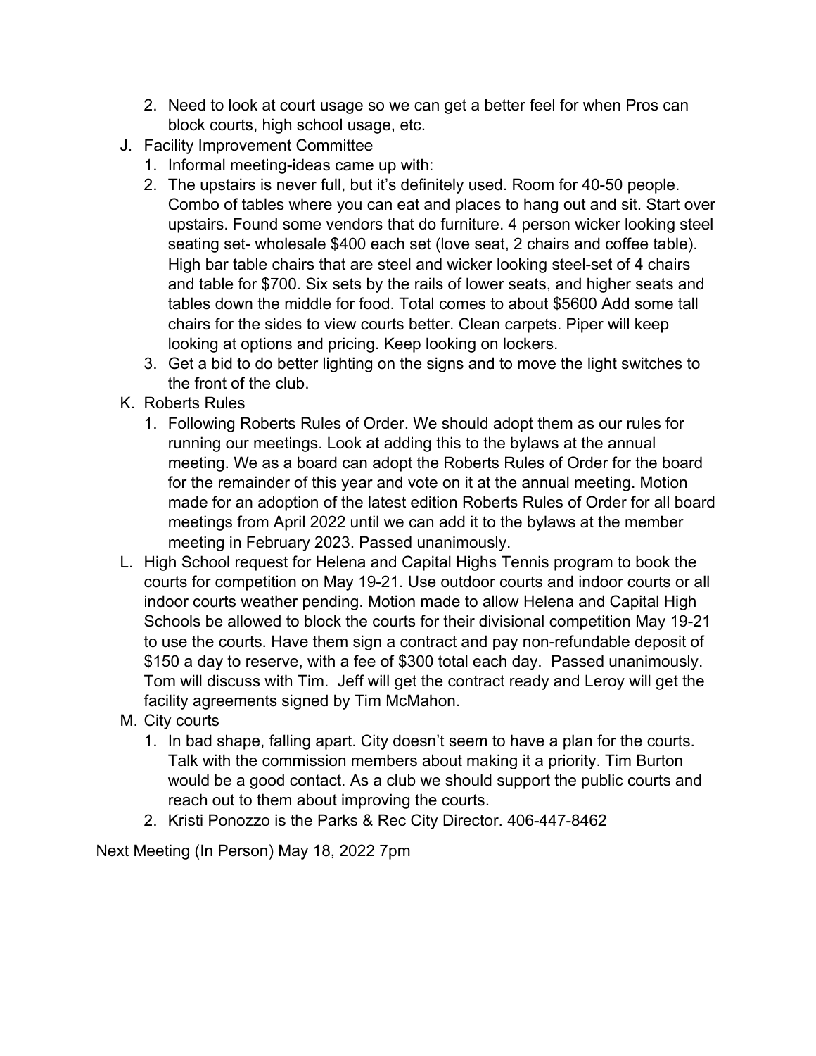2. Need to look at court usage so we can get a better feel for when Pros can block courts, high school usage, etc.

J. Facility Improvement Committee
   1. Informal meeting-ideas came up with:
   2. The upstairs is never full, but it's definitely used. Room for 40-50 people. Combo of tables where you can eat and places to hang out and sit. Start over upstairs. Found some vendors that do furniture. 4 person wicker looking steel seating set- wholesale $400 each set (love seat, 2 chairs and coffee table). High bar table chairs that are steel and wicker looking steel-set of 4 chairs and table for $700. Six sets by the rails of lower seats, and higher seats and tables down the middle for food. Total comes to about $5600 Add some tall chairs for the sides to view courts better. Clean carpets. Piper will keep looking at options and pricing. Keep looking on lockers.
   3. Get a bid to do better lighting on the signs and to move the light switches to the front of the club.

K. Roberts Rules
   1. Following Roberts Rules of Order. We should adopt them as our rules for running our meetings. Look at adding this to the bylaws at the annual meeting. We as a board can adopt the Roberts Rules of Order for the board for the remainder of this year and vote on it at the annual meeting. Motion made for an adoption of the latest edition Roberts Rules of Order for all board meetings from April 2022 until we can add it to the bylaws at the member meeting in February 2023. Passed unanimously.

L. High School request for Helena and Capital Highs Tennis program to book the courts for competition on May 19-21. Use outdoor courts and indoor courts or all indoor courts weather pending. Motion made to allow Helena and Capital High Schools be allowed to block the courts for their divisional competition May 19-21 to use the courts. Have them sign a contract and pay non-refundable deposit of $150 a day to reserve, with a fee of $300 total each day. Passed unanimously. Tom will discuss with Tim. Jeff will get the contract ready and Leroy will get the facility agreements signed by Tim McMahon.

M. City courts
   1. In bad shape, falling apart. City doesn't seem to have a plan for the courts. Talk with the commission members about making it a priority. Tim Burton would be a good contact. As a club we should support the public courts and reach out to them about improving the courts.
   2. Kristi Ponozzo is the Parks & Rec City Director. 406-447-8462

Next Meeting (In Person) May 18, 2022 7pm